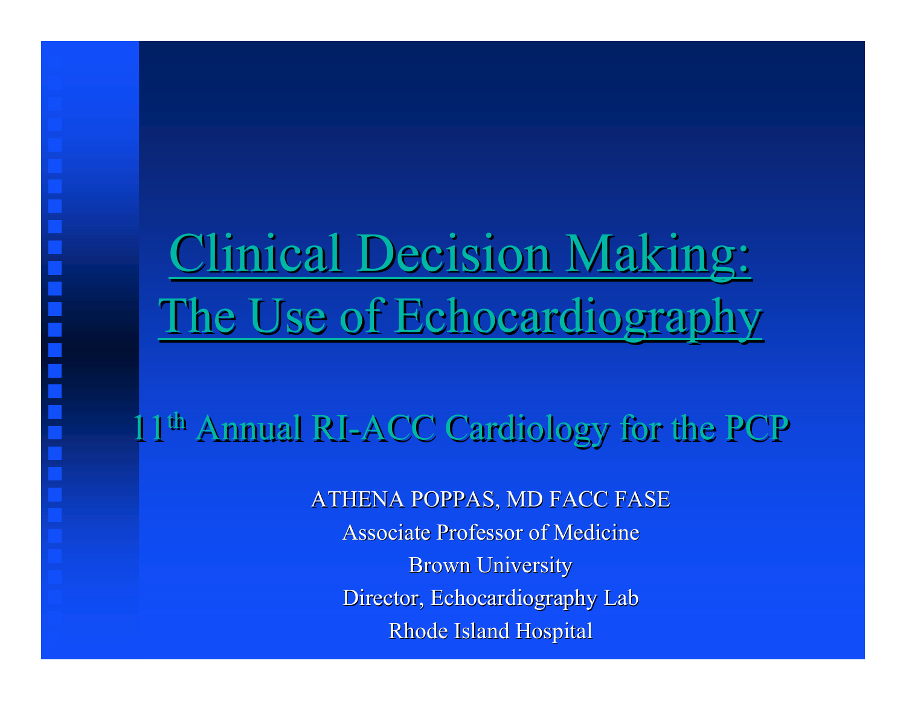# Clinical Decision Making: The Use of Echocardiography

## 11th Annual RI-ACC Cardiology for the PCP

ATHENA POPPAS, MD FACC FASE

Associate Professor of Medicine

Brown University

Director, Echocardiography Lab

Rhode Island Hospital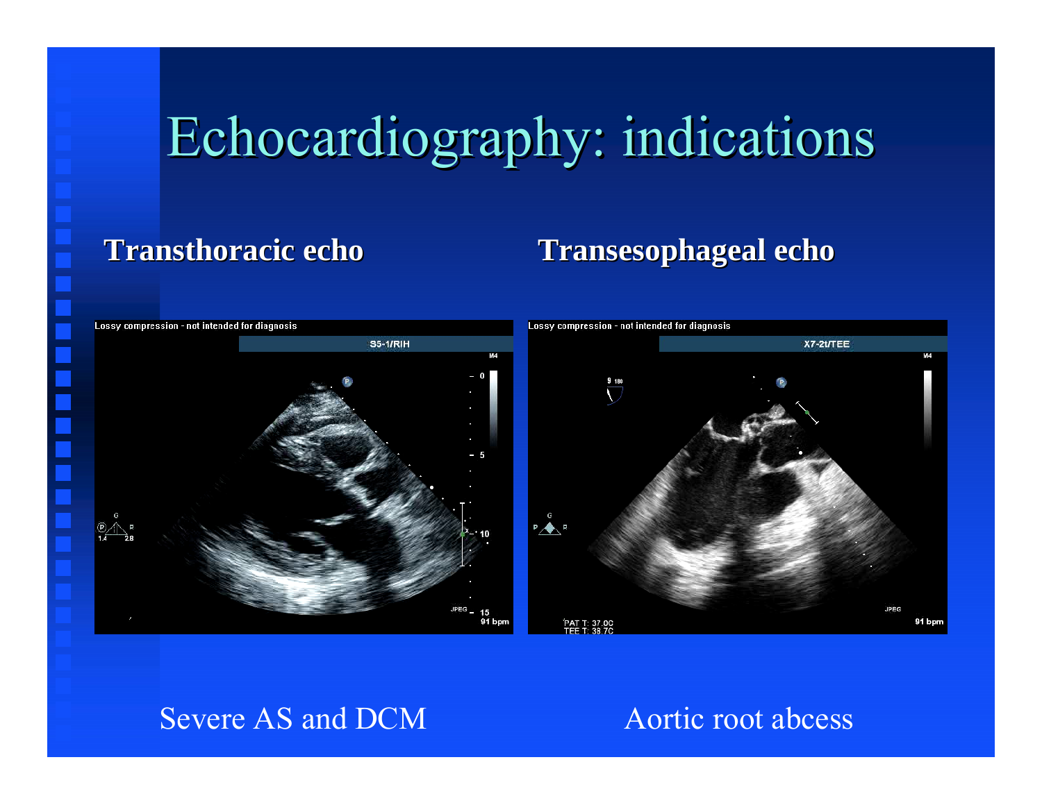# Echocardiography: indications

**Transthoracic echo**

**Transesophageal echo**

Severe AS and DCM

Aortic root abcess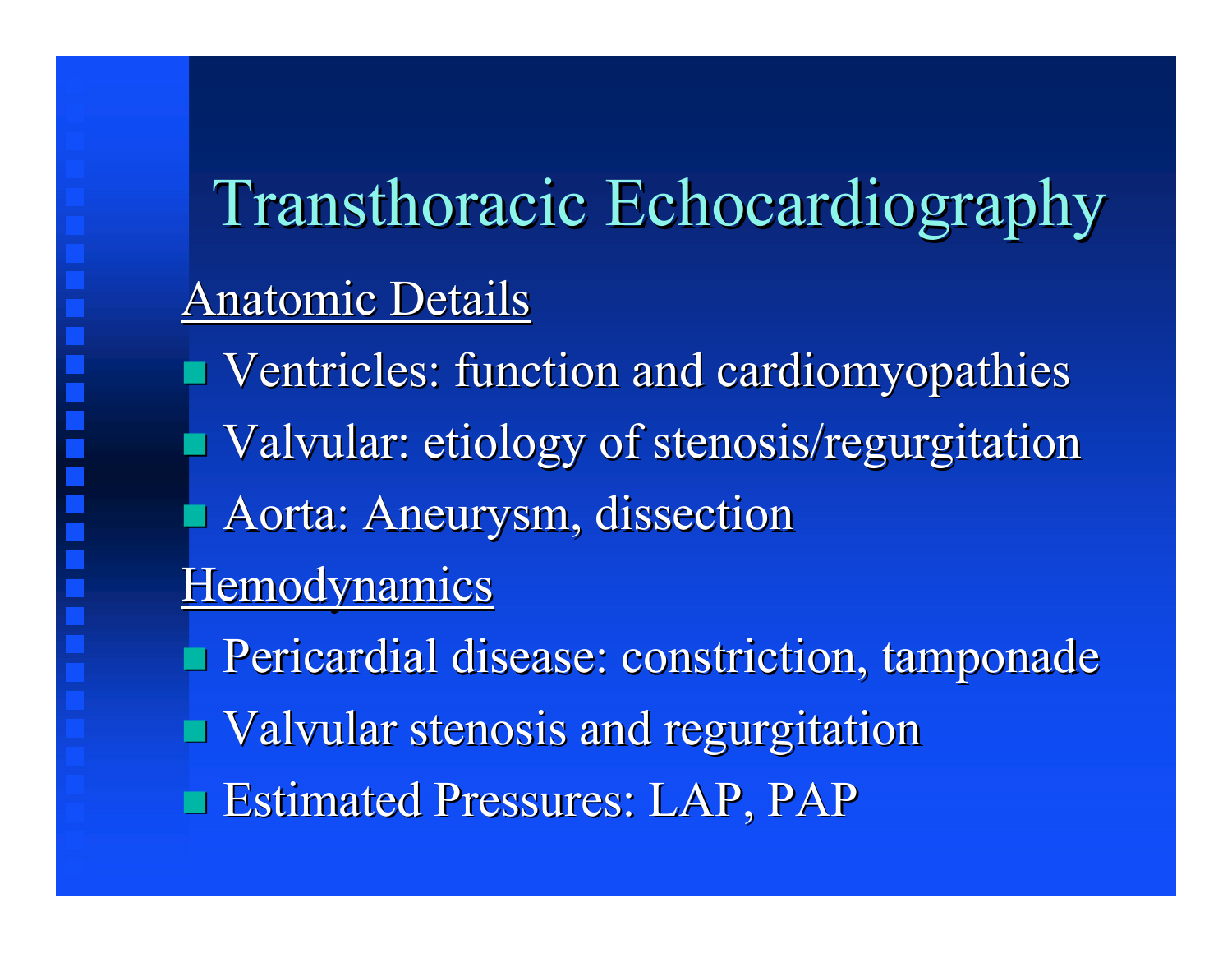# Transthoracic Echocardiography

<u>Anatomic Details</u>

- Ventricles: function and cardiomyopathies
- Valvular: etiology of stenosis/regurgitation
- Aorta: Aneurysm, dissection

<u>Hemodynamics</u>

- Pericardial disease: constriction, tamponade
- Valvular stenosis and regurgitation
- Estimated Pressures: LAP, PAP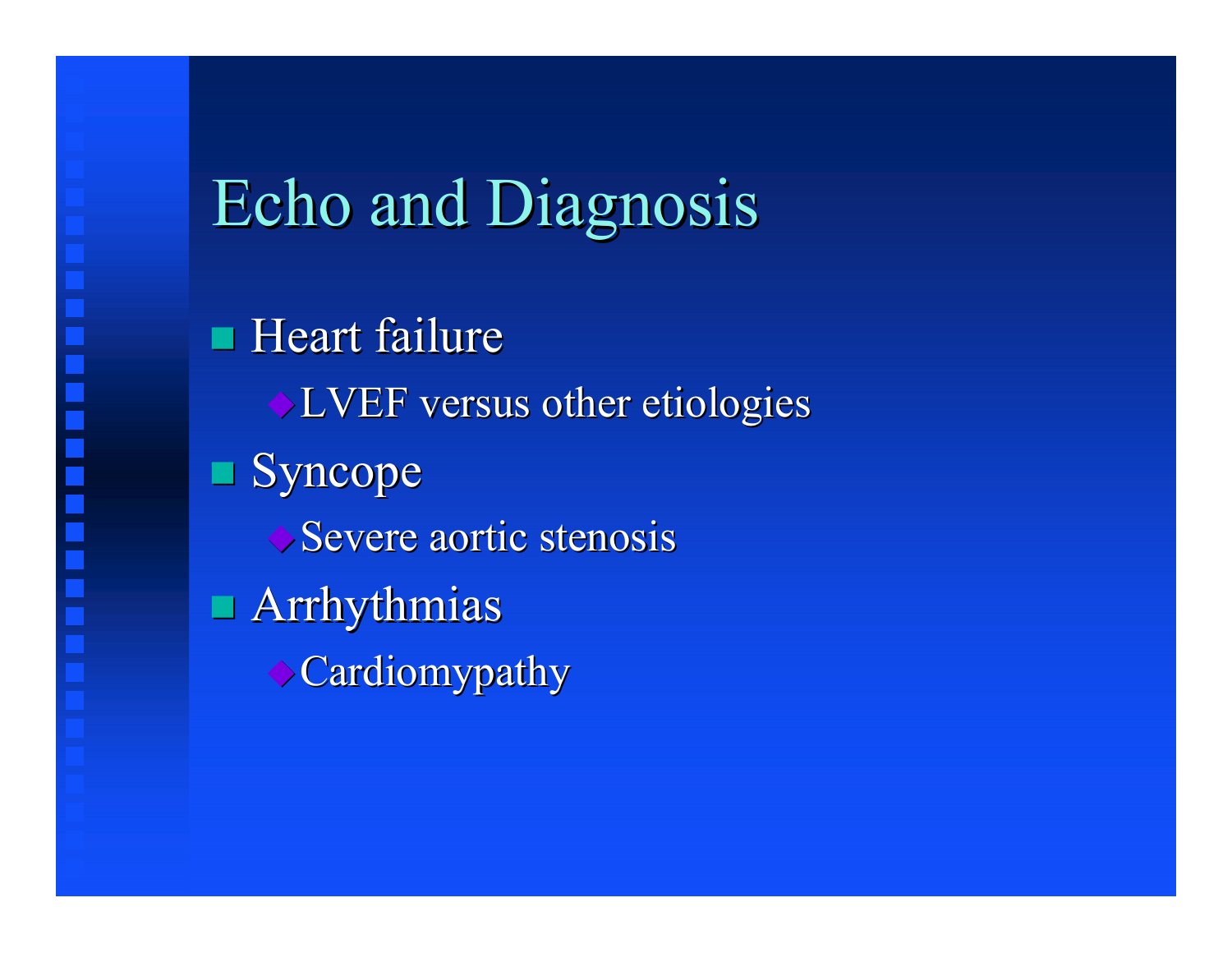# Echo and Diagnosis

- Heart failure
  - LVEF versus other etiologies
- Syncope
  - Severe aortic stenosis
- Arrhythmias
  - Cardiomypathy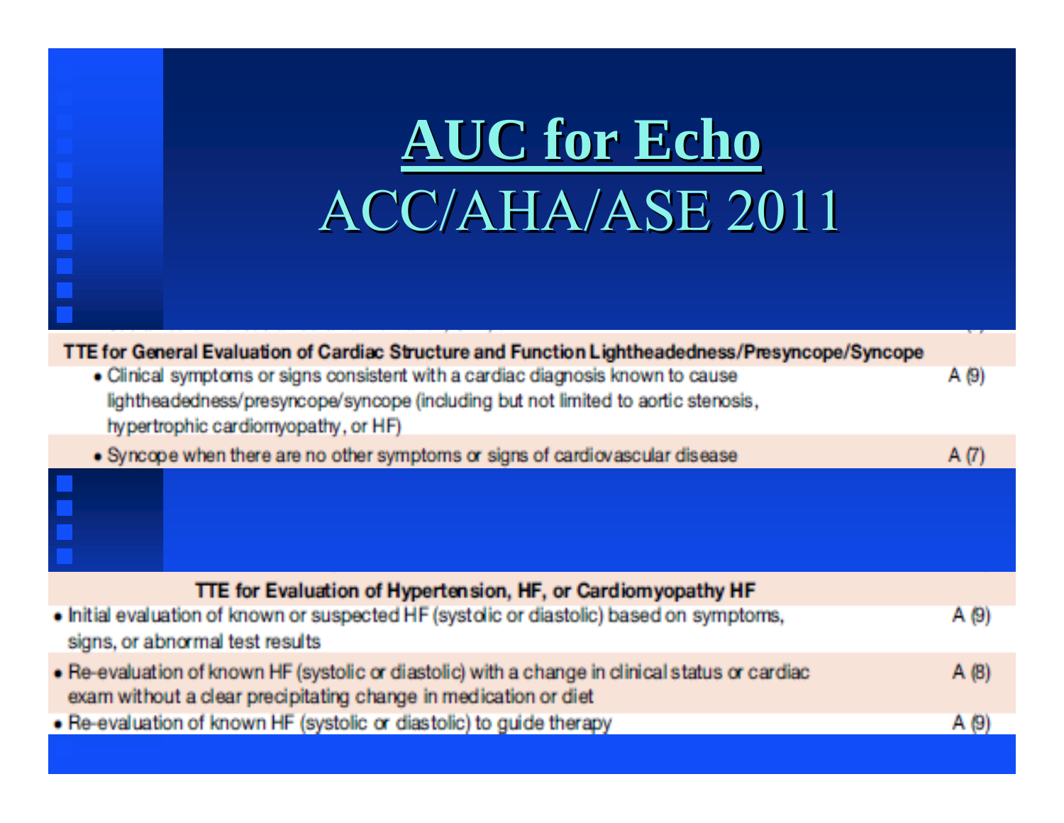# AUC for Echo

## ACC/AHA/ASE 2011

| TTE for General Evaluation of Cardiac Structure and Function Lightheadedness/Presyncope/Syncope | |
|---|---|
| • Clinical symptoms or signs consistent with a cardiac diagnosis known to cause lightheadedness/presyncope/syncope (including but not limited to aortic stenosis, hypertrophic cardiomyopathy, or HF) | A (9) |
| • Syncope when there are no other symptoms or signs of cardiovascular disease | A (7) |

| TTE for Evaluation of Hypertension, HF, or Cardiomyopathy HF | |
|---|---|
| • Initial evaluation of known or suspected HF (systolic or diastolic) based on symptoms, signs, or abnormal test results | A (9) |
| • Re-evaluation of known HF (systolic or diastolic) with a change in clinical status or cardiac exam without a clear precipitating change in medication or diet | A (8) |
| • Re-evaluation of known HF (systolic or diastolic) to guide therapy | A (9) |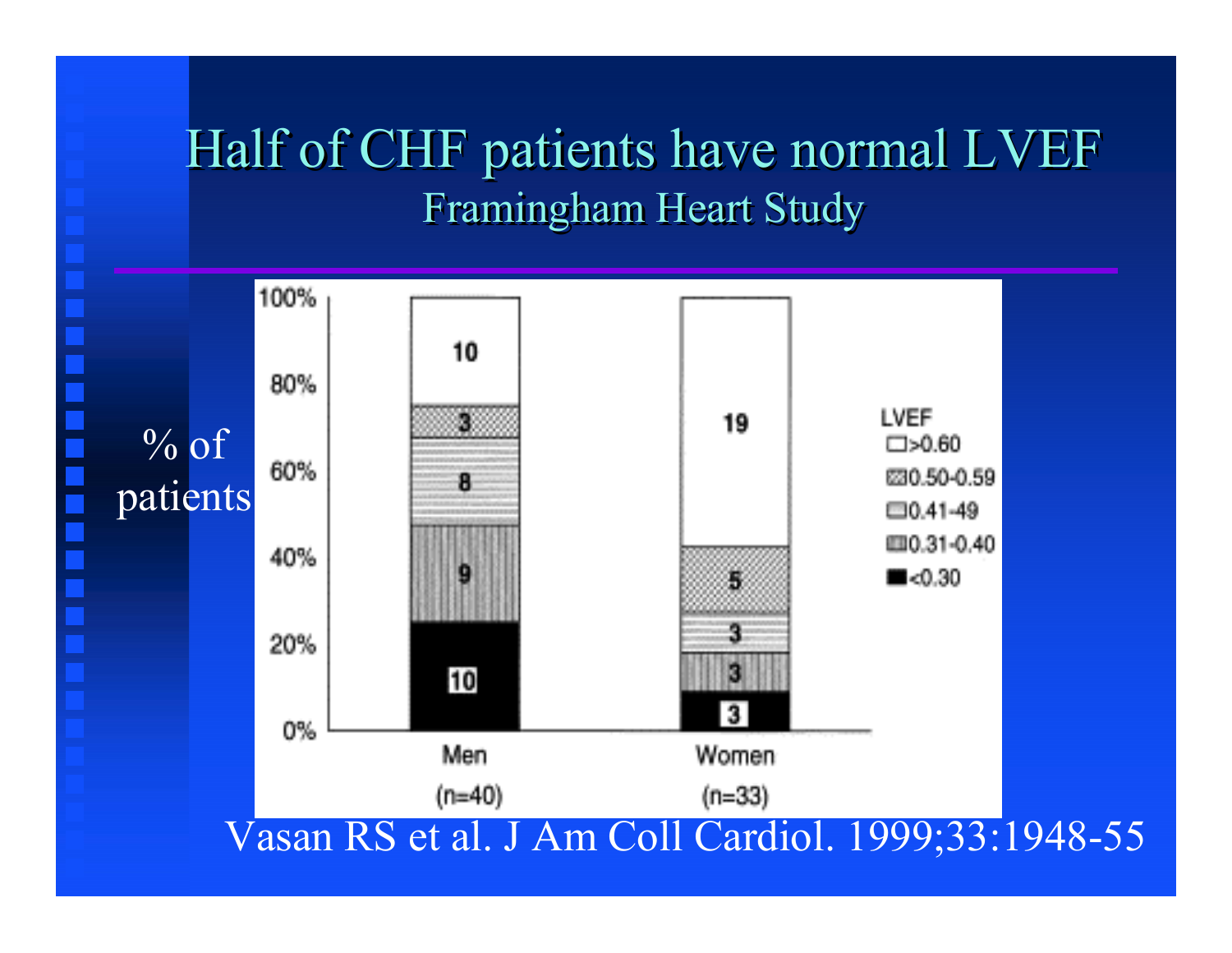# Half of CHF patients have normal LVEF

## Framingham Heart Study

| LVEF | Men (n=40) | Women (n=33) |
|---|---|---|
| >0.60 | 10 | 19 |
| 0.50-0.59 | 3 | 5 |
| 0.41-49 | 8 | 3 |
| 0.31-0.40 | 9 | 3 |
| <0.30 | 10 | 3 |

% of patients

Vasan RS et al. J Am Coll Cardiol. 1999;33:1948-55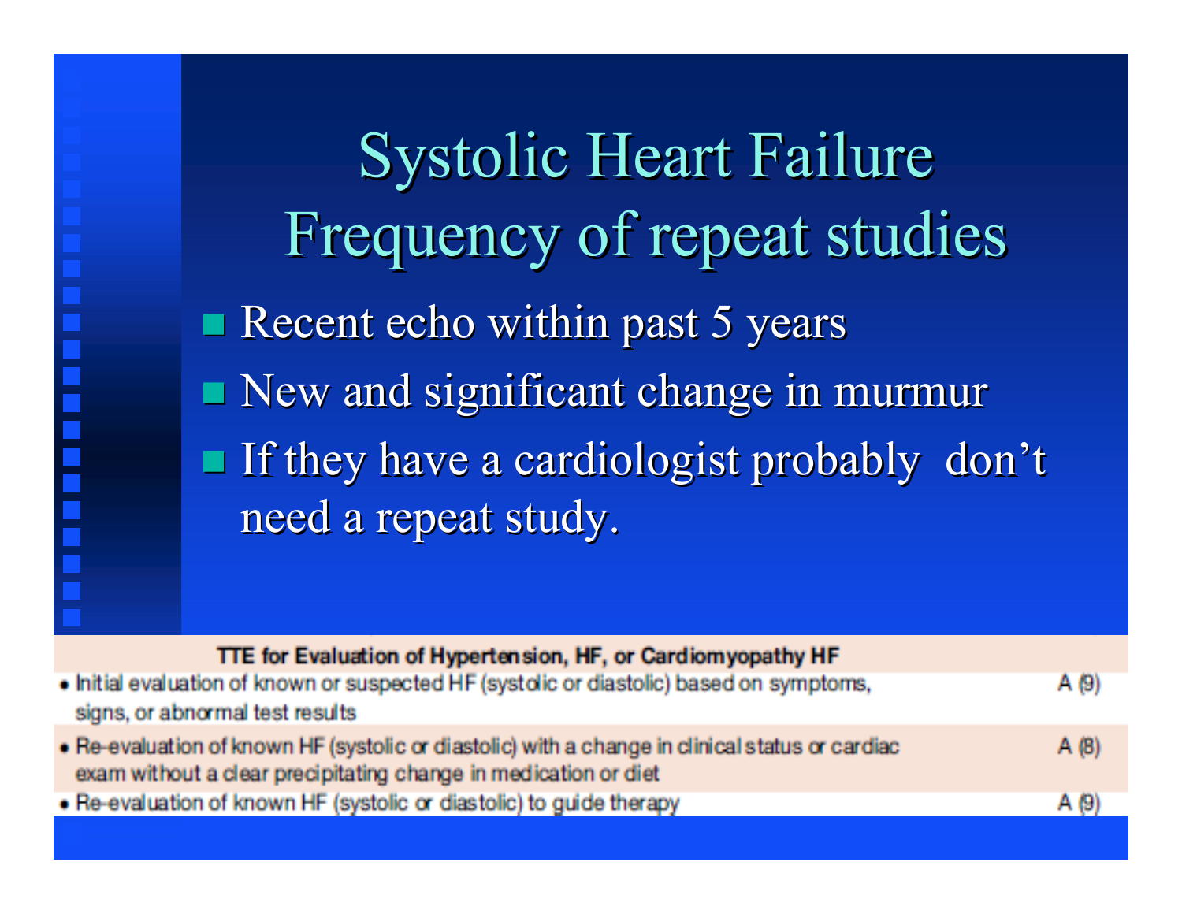# Systolic Heart Failure
# Frequency of repeat studies

- Recent echo within past 5 years
- New and significant change in murmur
- If they have a cardiologist probably don't need a repeat study.

| TTE for Evaluation of Hypertension, HF, or Cardiomyopathy HF | |
|---|---|
| • Initial evaluation of known or suspected HF (systolic or diastolic) based on symptoms, signs, or abnormal test results | A (9) |
| • Re-evaluation of known HF (systolic or diastolic) with a change in clinical status or cardiac exam without a clear precipitating change in medication or diet | A (8) |
| • Re-evaluation of known HF (systolic or diastolic) to guide therapy | A (9) |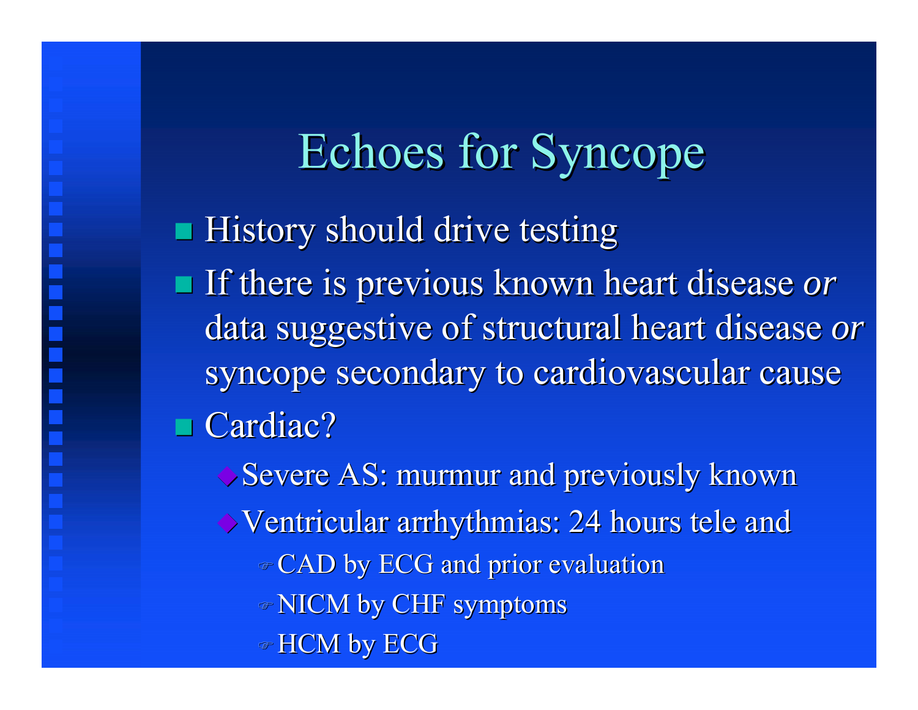# Echoes for Syncope

- History should drive testing
- If there is previous known heart disease *or* data suggestive of structural heart disease *or* syncope secondary to cardiovascular cause
- Cardiac?
  - Severe AS: murmur and previously known
  - Ventricular arrhythmias: 24 hours tele and
    - CAD by ECG and prior evaluation
    - NICM by CHF symptoms
    - HCM by ECG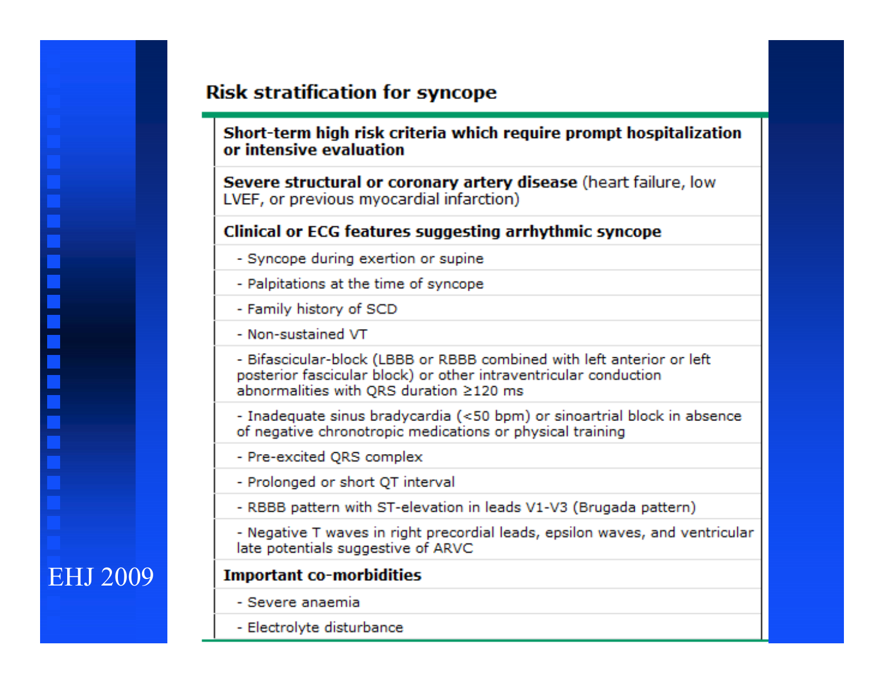# Risk stratification for syncope

| **Short-term high risk criteria which require prompt hospitalization or intensive evaluation** |
|---|
| **Severe structural or coronary artery disease** (heart failure, low LVEF, or previous myocardial infarction) |
| **Clinical or ECG features suggesting arrhythmic syncope** |
| - Syncope during exertion or supine |
| - Palpitations at the time of syncope |
| - Family history of SCD |
| - Non-sustained VT |
| - Bifascicular-block (LBBB or RBBB combined with left anterior or left posterior fascicular block) or other intraventricular conduction abnormalities with QRS duration ≥120 ms |
| - Inadequate sinus bradycardia (<50 bpm) or sinoartrial block in absence of negative chronotropic medications or physical training |
| - Pre-excited QRS complex |
| - Prolonged or short QT interval |
| - RBBB pattern with ST-elevation in leads V1-V3 (Brugada pattern) |
| - Negative T waves in right precordial leads, epsilon waves, and ventricular late potentials suggestive of ARVC |
| **Important co-morbidities** |
| - Severe anaemia |
| - Electrolyte disturbance |

EHJ 2009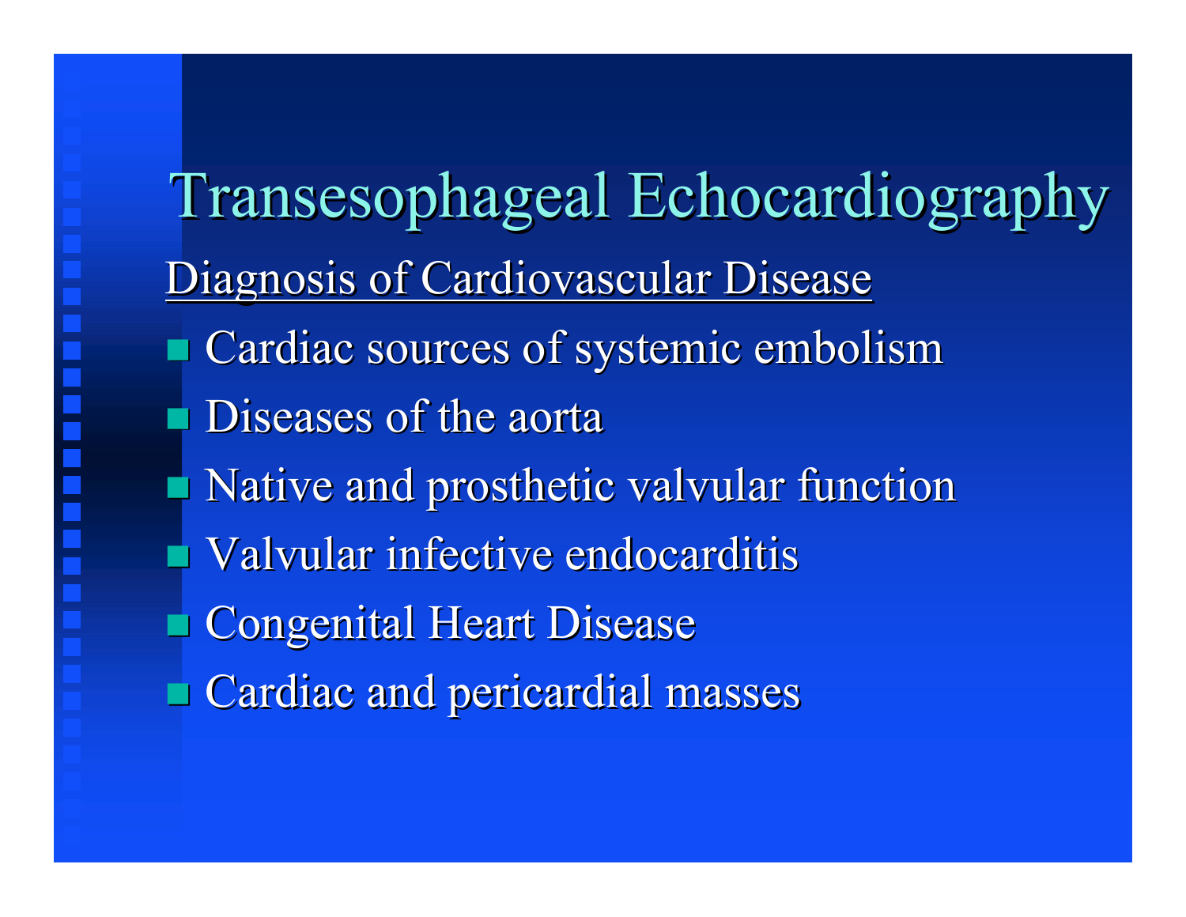# Transesophageal Echocardiography

## Diagnosis of Cardiovascular Disease

- Cardiac sources of systemic embolism
- Diseases of the aorta
- Native and prosthetic valvular function
- Valvular infective endocarditis
- Congenital Heart Disease
- Cardiac and pericardial masses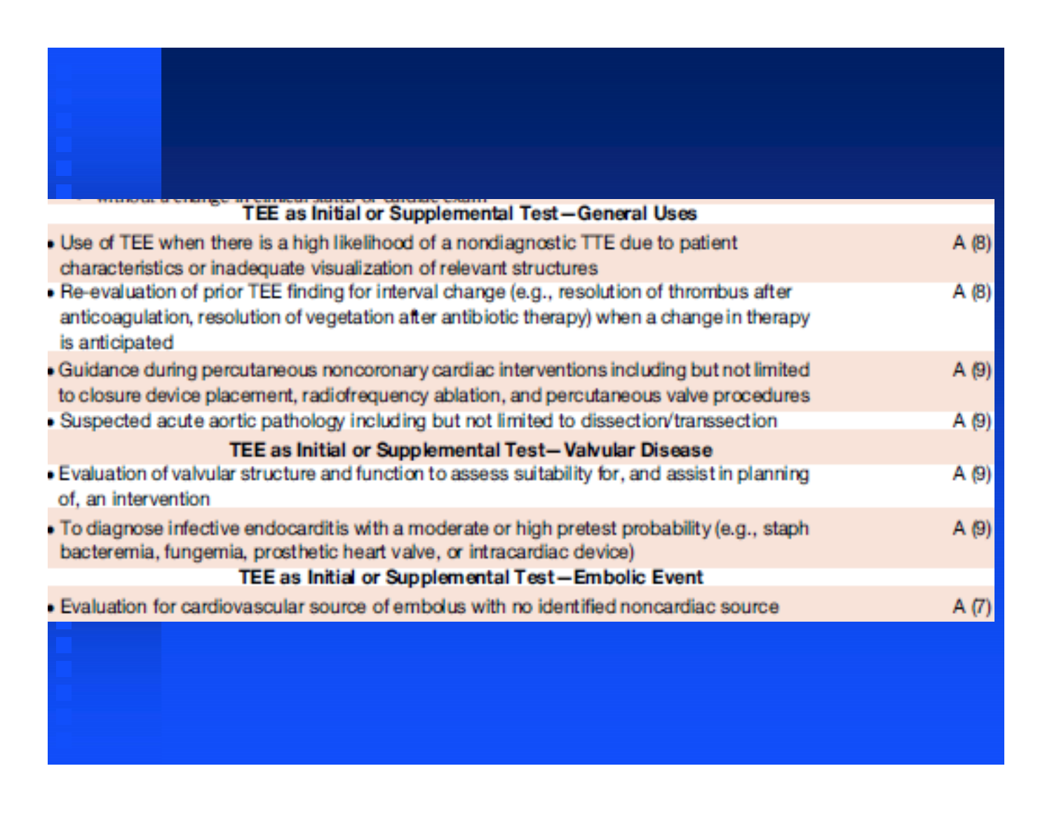| TEE as Initial or Supplemental Test—General Uses | |
|---|---|
| • Use of TEE when there is a high likelihood of a nondiagnostic TTE due to patient characteristics or inadequate visualization of relevant structures | A (8) |
| • Re-evaluation of prior TEE finding for interval change (e.g., resolution of thrombus after anticoagulation, resolution of vegetation after antibiotic therapy) when a change in therapy is anticipated | A (8) |
| • Guidance during percutaneous noncoronary cardiac interventions including but not limited to closure device placement, radiofrequency ablation, and percutaneous valve procedures | A (9) |
| • Suspected acute aortic pathology including but not limited to dissection/transsection | A (9) |
| **TEE as Initial or Supplemental Test—Valvular Disease** | |
| • Evaluation of valvular structure and function to assess suitability for, and assist in planning of, an intervention | A (9) |
| • To diagnose infective endocarditis with a moderate or high pretest probability (e.g., staph bacteremia, fungemia, prosthetic heart valve, or intracardiac device) | A (9) |
| **TEE as Initial or Supplemental Test—Embolic Event** | |
| • Evaluation for cardiovascular source of embolus with no identified noncardiac source | A (7) |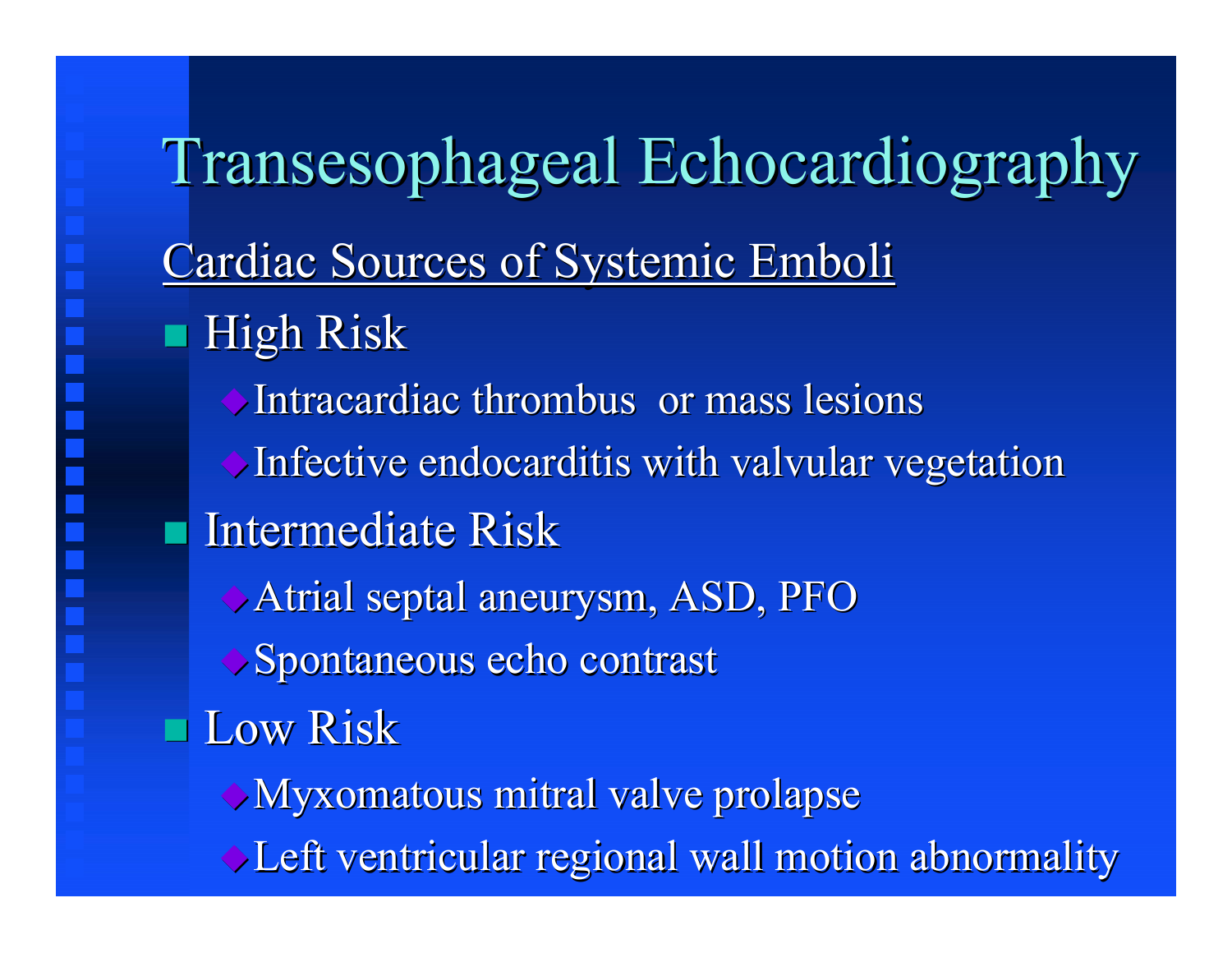# Transesophageal Echocardiography

<u>Cardiac Sources of Systemic Emboli</u>

- High Risk
  - Intracardiac thrombus or mass lesions
  - Infective endocarditis with valvular vegetation
- Intermediate Risk
  - Atrial septal aneurysm, ASD, PFO
  - Spontaneous echo contrast
- Low Risk
  - Myxomatous mitral valve prolapse
  - Left ventricular regional wall motion abnormality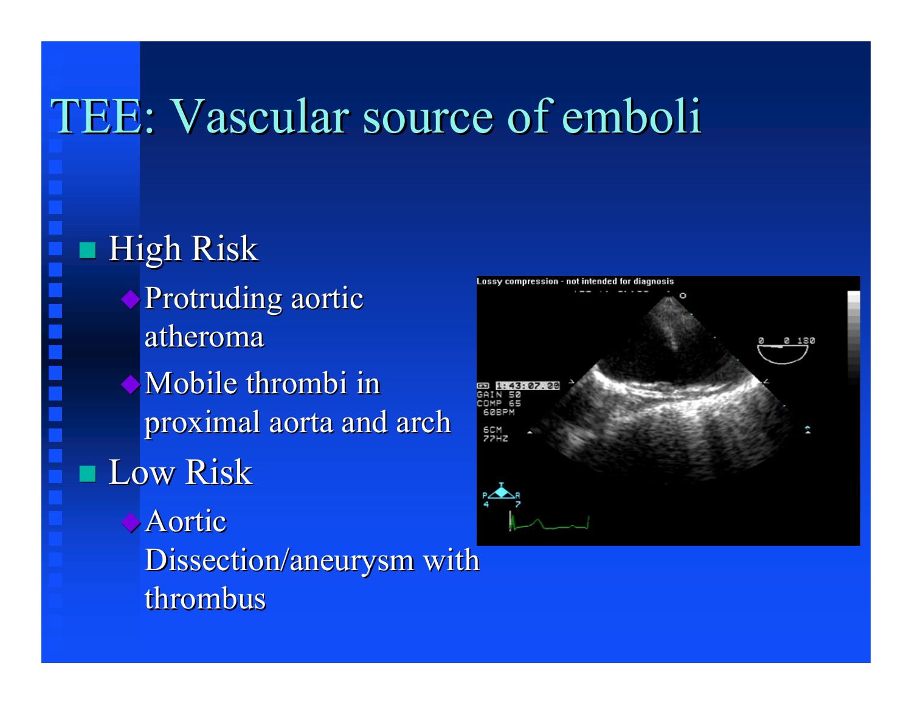# TEE: Vascular source of emboli

- High Risk
  - Protruding aortic atheroma
  - Mobile thrombi in proximal aorta and arch
- Low Risk
  - Aortic Dissection/aneurysm with thrombus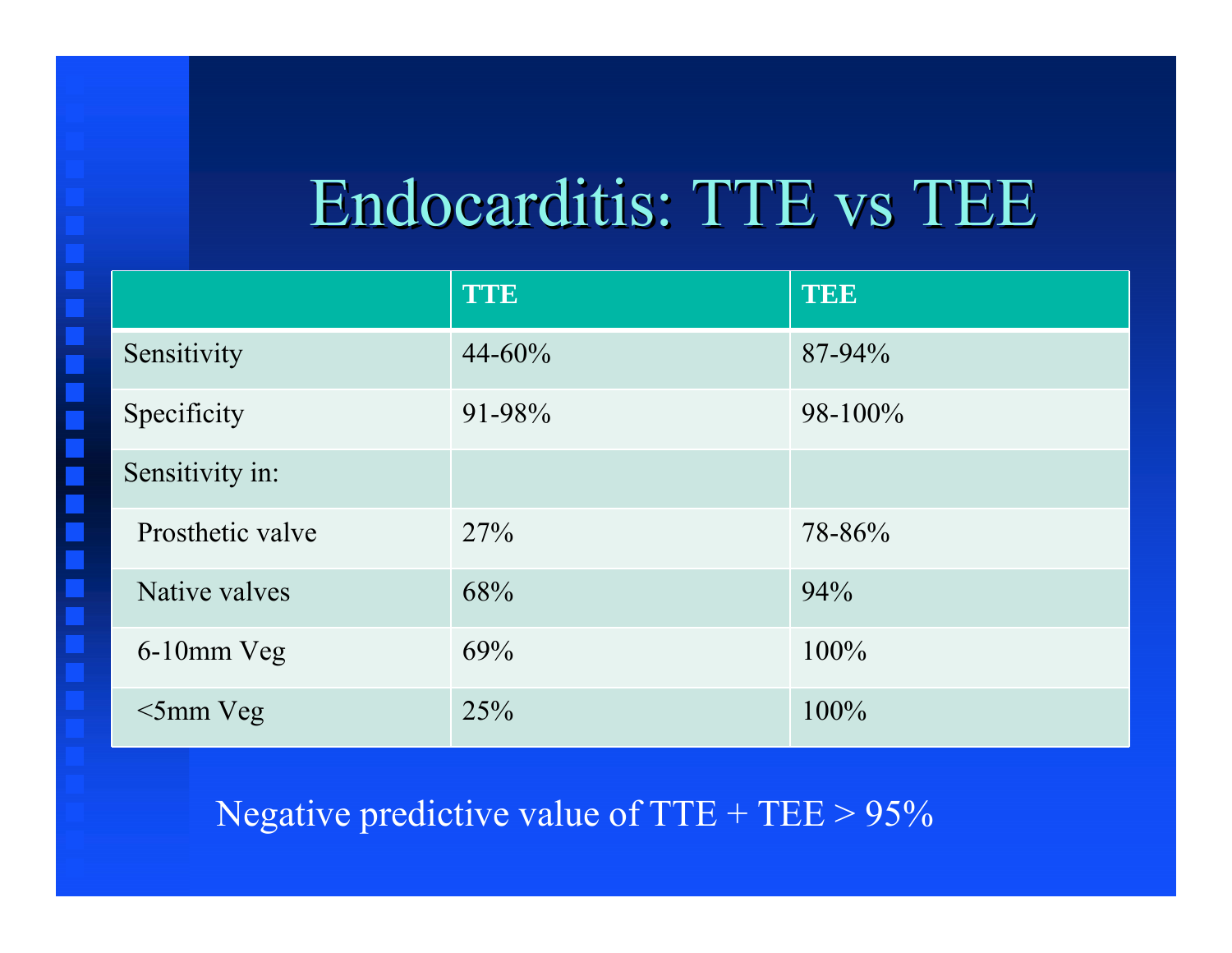# Endocarditis: TTE vs TEE

| | TTE | TEE |
|---|---|---|
| Sensitivity | 44-60% | 87-94% |
| Specificity | 91-98% | 98-100% |
| Sensitivity in: | | |
| Prosthetic valve | 27% | 78-86% |
| Native valves | 68% | 94% |
| 6-10mm Veg | 69% | 100% |
| <5mm Veg | 25% | 100% |

Negative predictive value of TTE + TEE > 95%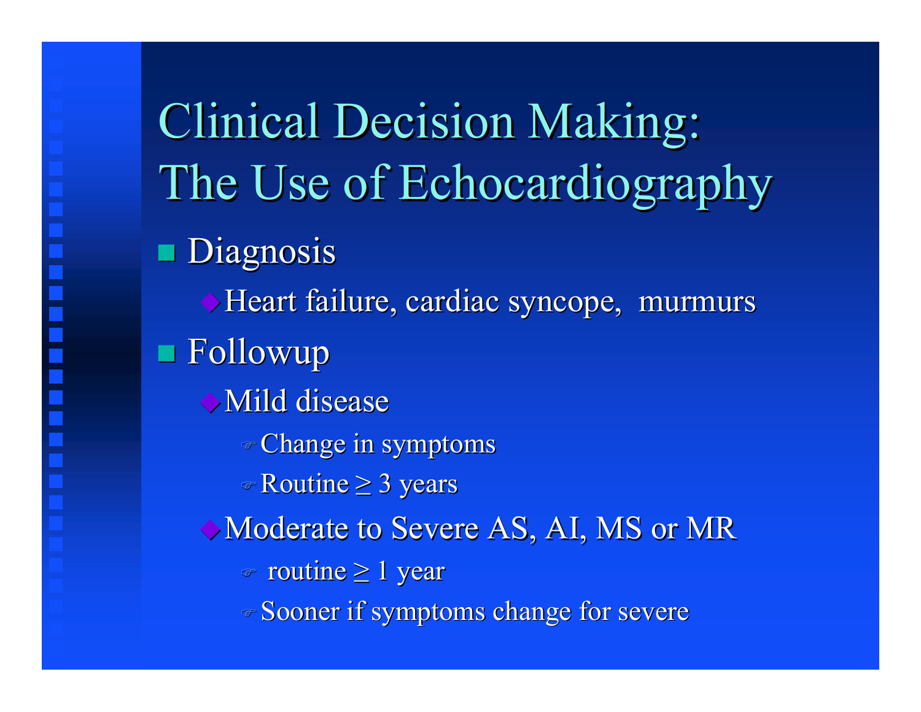# Clinical Decision Making: The Use of Echocardiography

- Diagnosis
  - Heart failure, cardiac syncope, murmurs
- Followup
  - Mild disease
    - Change in symptoms
    - Routine $\geq$ 3 years
  - Moderate to Severe AS, AI, MS or MR
    - routine $\geq$ 1 year
    - Sooner if symptoms change for severe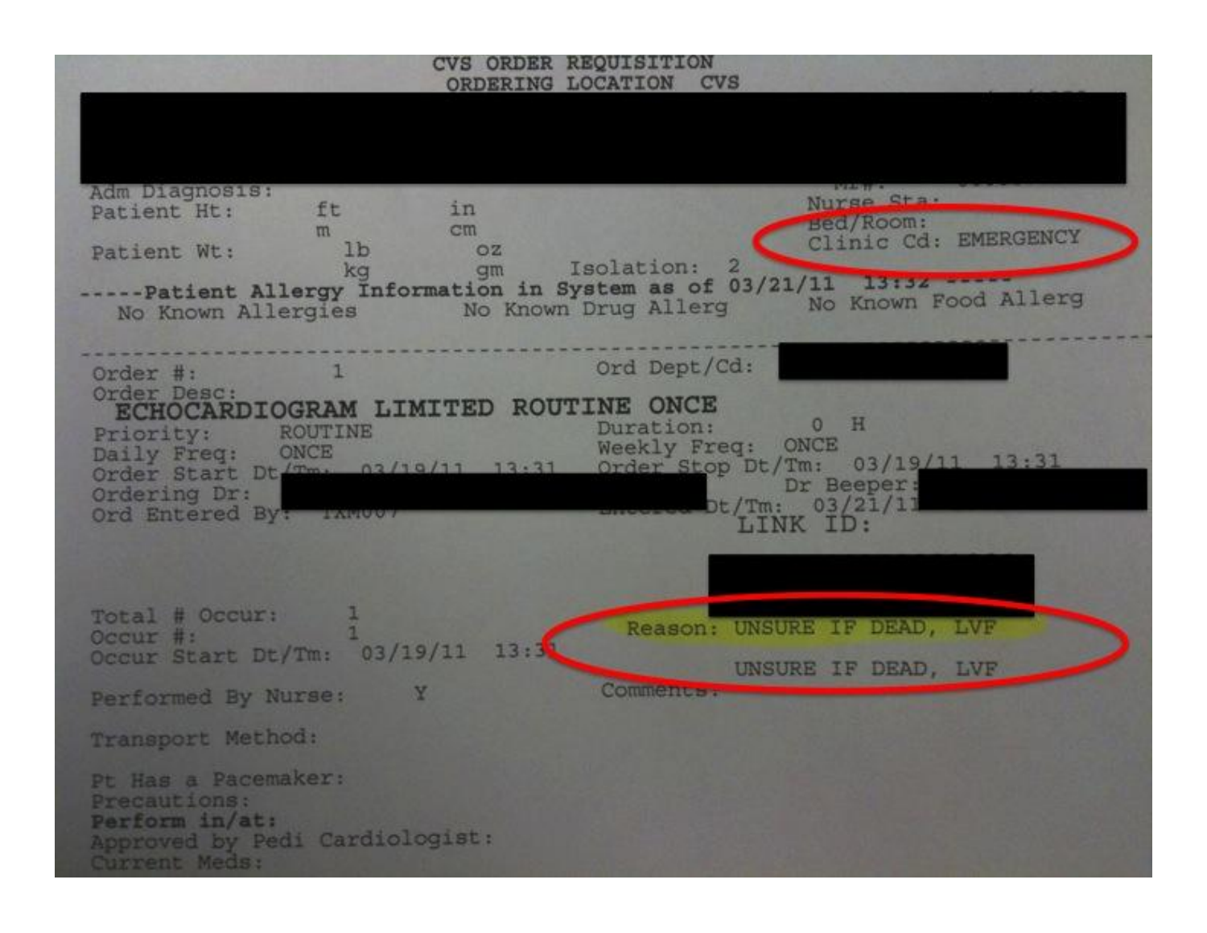CVS ORDER REQUISITION
ORDERING LOCATION CVS

Adm Diagnosis:
Patient Ht: ft in
m cm
Patient Wt: lb oz
kg gm Isolation: 2

Nurse Sta:
Bed/Room:
Clinic Cd: EMERGENCY

-----Patient Allergy Information in System as of 03/21/11 13:32 -----
No Known Allergies No Known Drug Allerg No Known Food Allerg

---

Order #: 1 Ord Dept/Cd:
Order Desc:
**ECHOCARDIOGRAM LIMITED ROUTINE ONCE**
Priority: ROUTINE Duration: 0 H
Daily Freq: ONCE Weekly Freq: ONCE
Order Start Dt/Tm: 03/19/11 13:31 Order Stop Dt/Tm: 03/19/11 13:31
Ordering Dr: Dr Beeper:
Ord Entered By: TXM007 Entered Dt/Tm: 03/21/11
LINK ID:

Total # Occur: 1
Occur #: 1
Occur Start Dt/Tm: 03/19/11 13:31

Reason: UNSURE IF DEAD, LVF
UNSURE IF DEAD, LVF

Performed By Nurse: Y Comments:

Transport Method:

Pt Has a Pacemaker:
Precautions:
**Perform in/at:**
Approved by Pedi Cardiologist:
Current Meds: